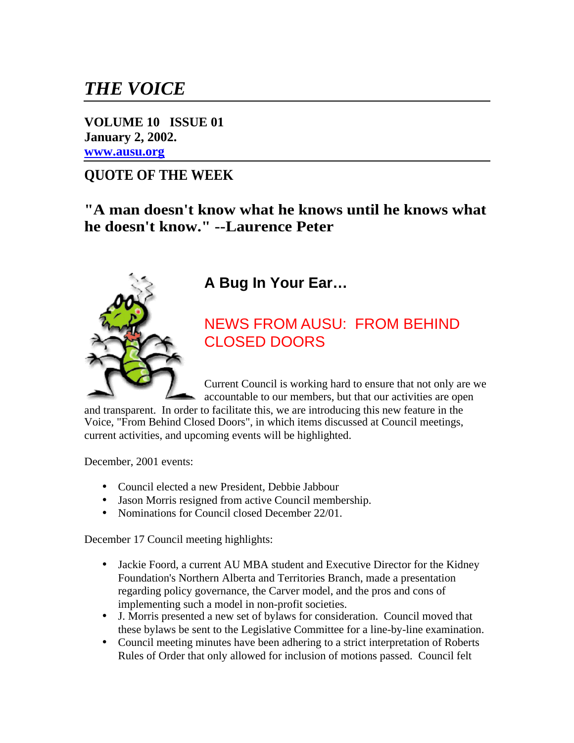# *THE VOICE*

**VOLUME 10 ISSUE 01**
**January 2, 2002.**
**www.ausu.org**

## QUOTE OF THE WEEK

## "A man doesn't know what he knows until he knows what he doesn't know." --Laurence Peter

## A Bug In Your Ear…

### NEWS FROM AUSU: FROM BEHIND CLOSED DOORS

Current Council is working hard to ensure that not only are we accountable to our members, but that our activities are open and transparent. In order to facilitate this, we are introducing this new feature in the Voice, "From Behind Closed Doors", in which items discussed at Council meetings, current activities, and upcoming events will be highlighted.

December, 2001 events:

- Council elected a new President, Debbie Jabbour
- Jason Morris resigned from active Council membership.
- Nominations for Council closed December 22/01.

December 17 Council meeting highlights:

- Jackie Foord, a current AU MBA student and Executive Director for the Kidney Foundation's Northern Alberta and Territories Branch, made a presentation regarding policy governance, the Carver model, and the pros and cons of implementing such a model in non-profit societies.
- J. Morris presented a new set of bylaws for consideration. Council moved that these bylaws be sent to the Legislative Committee for a line-by-line examination.
- Council meeting minutes have been adhering to a strict interpretation of Roberts Rules of Order that only allowed for inclusion of motions passed. Council felt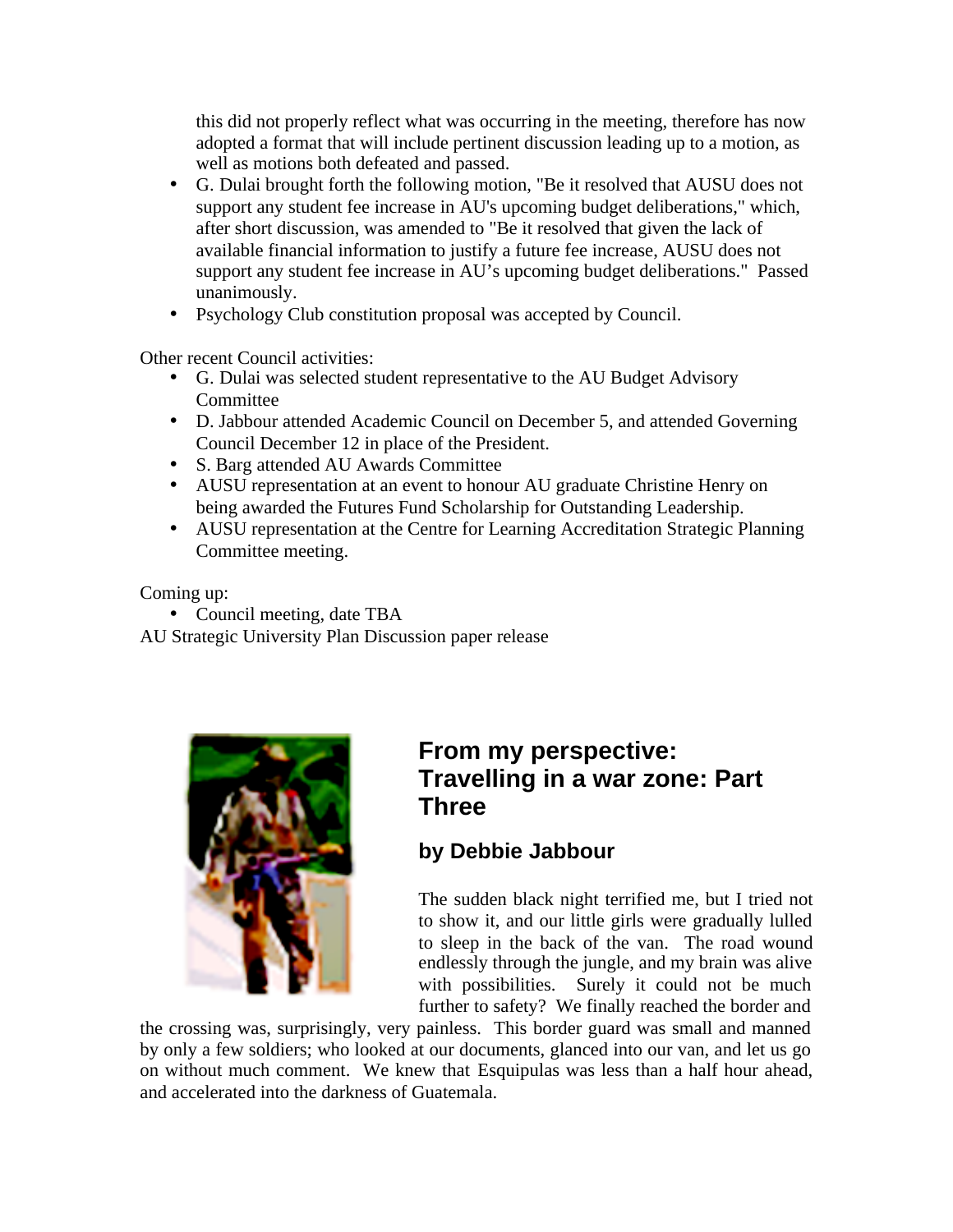this did not properly reflect what was occurring in the meeting, therefore has now adopted a format that will include pertinent discussion leading up to a motion, as well as motions both defeated and passed.

- G. Dulai brought forth the following motion, "Be it resolved that AUSU does not support any student fee increase in AU's upcoming budget deliberations," which, after short discussion, was amended to "Be it resolved that given the lack of available financial information to justify a future fee increase, AUSU does not support any student fee increase in AU's upcoming budget deliberations." Passed unanimously.
- Psychology Club constitution proposal was accepted by Council.

Other recent Council activities:

- G. Dulai was selected student representative to the AU Budget Advisory Committee
- D. Jabbour attended Academic Council on December 5, and attended Governing Council December 12 in place of the President.
- S. Barg attended AU Awards Committee
- AUSU representation at an event to honour AU graduate Christine Henry on being awarded the Futures Fund Scholarship for Outstanding Leadership.
- AUSU representation at the Centre for Learning Accreditation Strategic Planning Committee meeting.

Coming up:

- Council meeting, date TBA

AU Strategic University Plan Discussion paper release

## From my perspective: Travelling in a war zone: Part Three

### by Debbie Jabbour

The sudden black night terrified me, but I tried not to show it, and our little girls were gradually lulled to sleep in the back of the van. The road wound endlessly through the jungle, and my brain was alive with possibilities. Surely it could not be much further to safety? We finally reached the border and the crossing was, surprisingly, very painless. This border guard was small and manned by only a few soldiers; who looked at our documents, glanced into our van, and let us go on without much comment. We knew that Esquipulas was less than a half hour ahead, and accelerated into the darkness of Guatemala.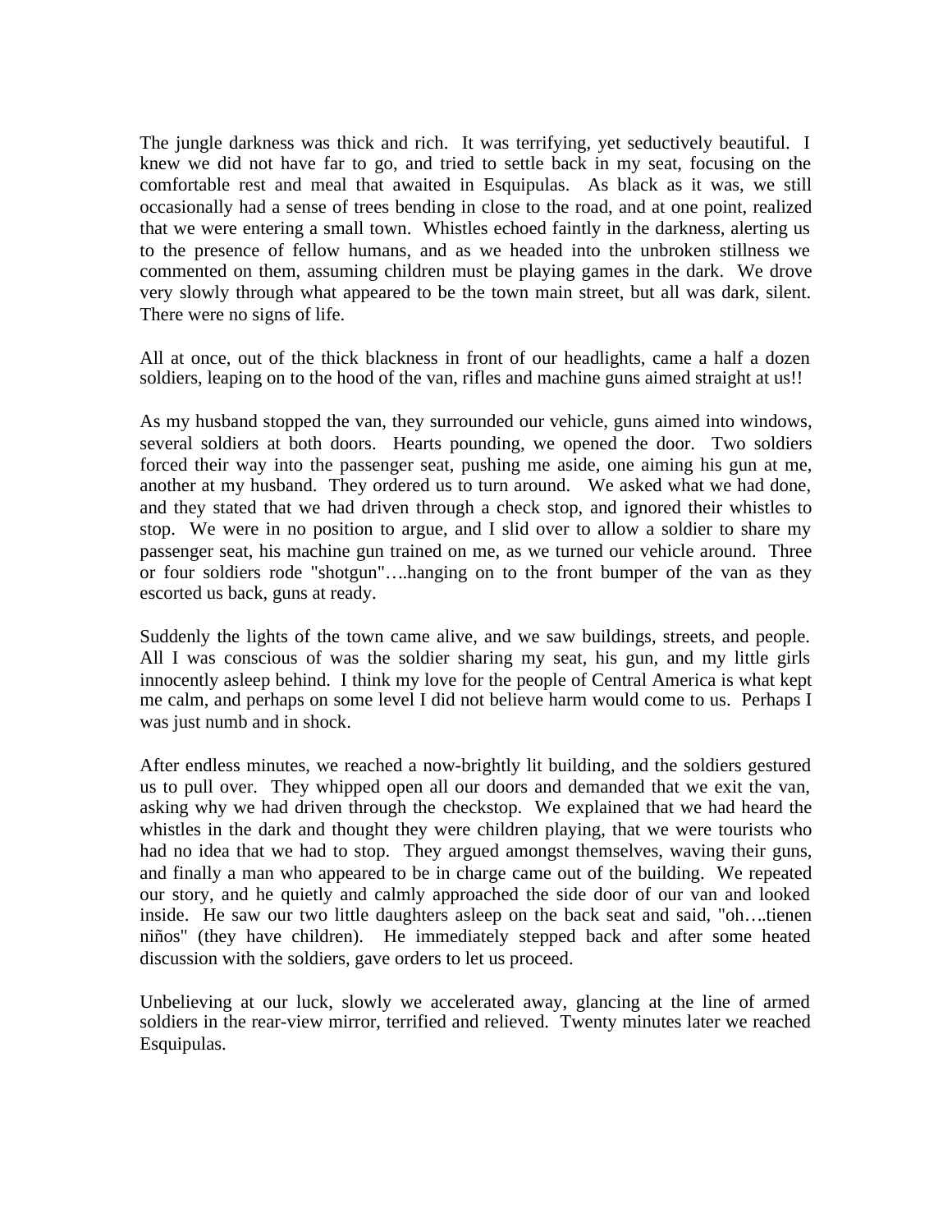The jungle darkness was thick and rich. It was terrifying, yet seductively beautiful. I knew we did not have far to go, and tried to settle back in my seat, focusing on the comfortable rest and meal that awaited in Esquipulas. As black as it was, we still occasionally had a sense of trees bending in close to the road, and at one point, realized that we were entering a small town. Whistles echoed faintly in the darkness, alerting us to the presence of fellow humans, and as we headed into the unbroken stillness we commented on them, assuming children must be playing games in the dark. We drove very slowly through what appeared to be the town main street, but all was dark, silent. There were no signs of life.

All at once, out of the thick blackness in front of our headlights, came a half a dozen soldiers, leaping on to the hood of the van, rifles and machine guns aimed straight at us!!

As my husband stopped the van, they surrounded our vehicle, guns aimed into windows, several soldiers at both doors. Hearts pounding, we opened the door. Two soldiers forced their way into the passenger seat, pushing me aside, one aiming his gun at me, another at my husband. They ordered us to turn around. We asked what we had done, and they stated that we had driven through a check stop, and ignored their whistles to stop. We were in no position to argue, and I slid over to allow a soldier to share my passenger seat, his machine gun trained on me, as we turned our vehicle around. Three or four soldiers rode "shotgun"….hanging on to the front bumper of the van as they escorted us back, guns at ready.

Suddenly the lights of the town came alive, and we saw buildings, streets, and people. All I was conscious of was the soldier sharing my seat, his gun, and my little girls innocently asleep behind. I think my love for the people of Central America is what kept me calm, and perhaps on some level I did not believe harm would come to us. Perhaps I was just numb and in shock.

After endless minutes, we reached a now-brightly lit building, and the soldiers gestured us to pull over. They whipped open all our doors and demanded that we exit the van, asking why we had driven through the checkstop. We explained that we had heard the whistles in the dark and thought they were children playing, that we were tourists who had no idea that we had to stop. They argued amongst themselves, waving their guns, and finally a man who appeared to be in charge came out of the building. We repeated our story, and he quietly and calmly approached the side door of our van and looked inside. He saw our two little daughters asleep on the back seat and said, "oh….tienen niños" (they have children). He immediately stepped back and after some heated discussion with the soldiers, gave orders to let us proceed.

Unbelieving at our luck, slowly we accelerated away, glancing at the line of armed soldiers in the rear-view mirror, terrified and relieved. Twenty minutes later we reached Esquipulas.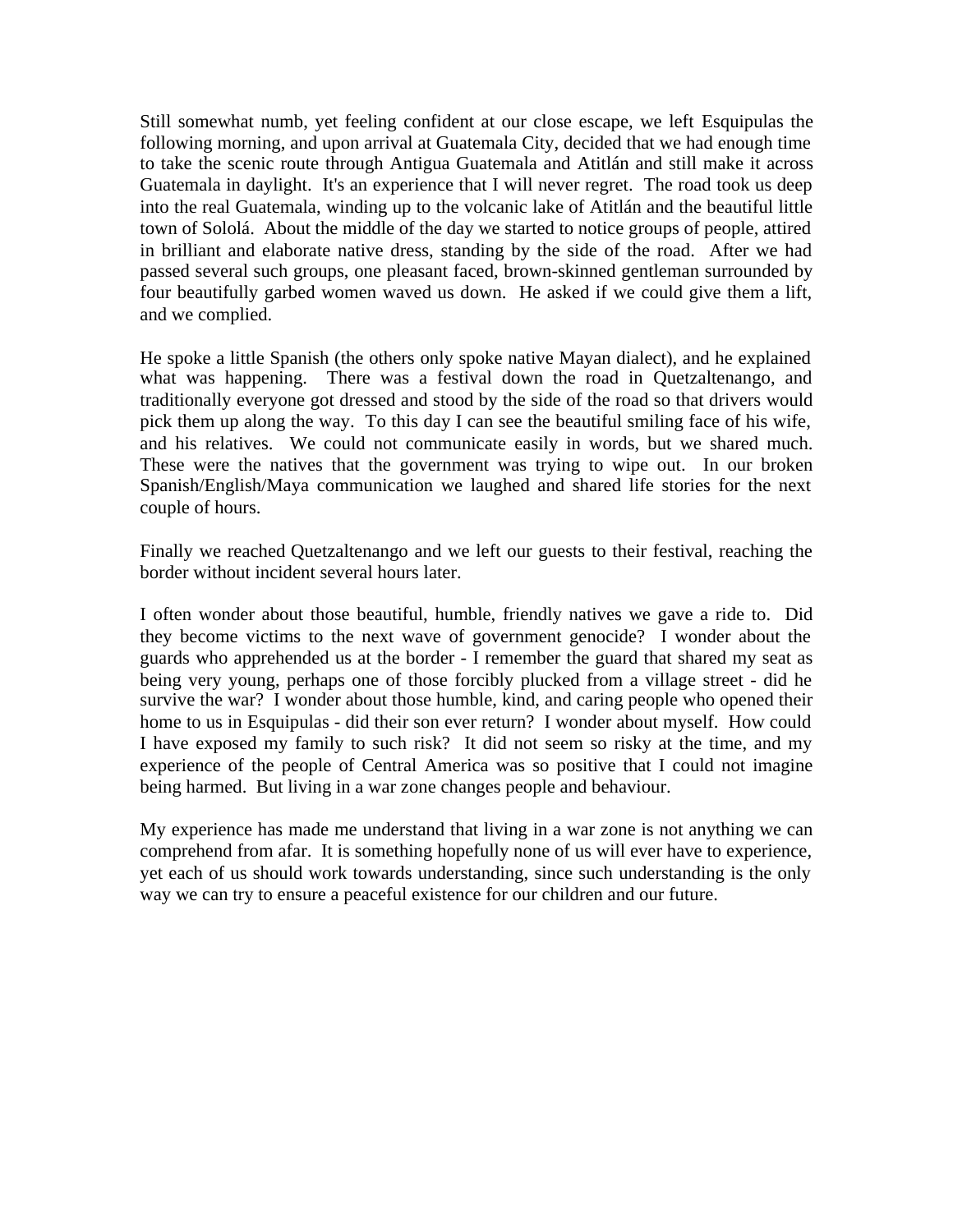Still somewhat numb, yet feeling confident at our close escape, we left Esquipulas the following morning, and upon arrival at Guatemala City, decided that we had enough time to take the scenic route through Antigua Guatemala and Atitlán and still make it across Guatemala in daylight. It's an experience that I will never regret. The road took us deep into the real Guatemala, winding up to the volcanic lake of Atitlán and the beautiful little town of Sololá. About the middle of the day we started to notice groups of people, attired in brilliant and elaborate native dress, standing by the side of the road. After we had passed several such groups, one pleasant faced, brown-skinned gentleman surrounded by four beautifully garbed women waved us down. He asked if we could give them a lift, and we complied.

He spoke a little Spanish (the others only spoke native Mayan dialect), and he explained what was happening. There was a festival down the road in Quetzaltenango, and traditionally everyone got dressed and stood by the side of the road so that drivers would pick them up along the way. To this day I can see the beautiful smiling face of his wife, and his relatives. We could not communicate easily in words, but we shared much. These were the natives that the government was trying to wipe out. In our broken Spanish/English/Maya communication we laughed and shared life stories for the next couple of hours.

Finally we reached Quetzaltenango and we left our guests to their festival, reaching the border without incident several hours later.

I often wonder about those beautiful, humble, friendly natives we gave a ride to. Did they become victims to the next wave of government genocide? I wonder about the guards who apprehended us at the border - I remember the guard that shared my seat as being very young, perhaps one of those forcibly plucked from a village street - did he survive the war? I wonder about those humble, kind, and caring people who opened their home to us in Esquipulas - did their son ever return? I wonder about myself. How could I have exposed my family to such risk? It did not seem so risky at the time, and my experience of the people of Central America was so positive that I could not imagine being harmed. But living in a war zone changes people and behaviour.

My experience has made me understand that living in a war zone is not anything we can comprehend from afar. It is something hopefully none of us will ever have to experience, yet each of us should work towards understanding, since such understanding is the only way we can try to ensure a peaceful existence for our children and our future.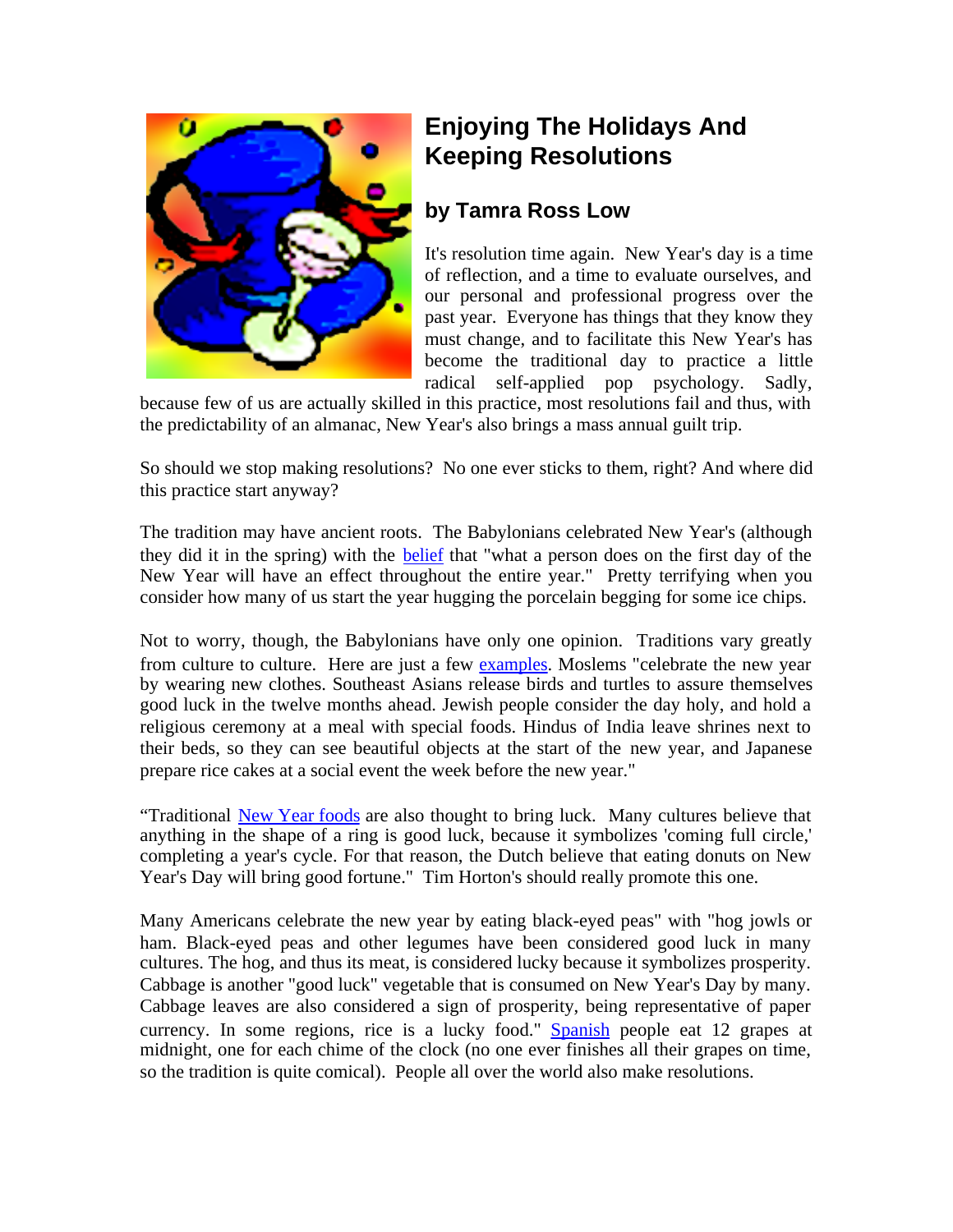# Enjoying The Holidays And Keeping Resolutions

## by Tamra Ross Low

It's resolution time again. New Year's day is a time of reflection, and a time to evaluate ourselves, and our personal and professional progress over the past year. Everyone has things that they know they must change, and to facilitate this New Year's has become the traditional day to practice a little radical self-applied pop psychology. Sadly, because few of us are actually skilled in this practice, most resolutions fail and thus, with the predictability of an almanac, New Year's also brings a mass annual guilt trip.

So should we stop making resolutions? No one ever sticks to them, right? And where did this practice start anyway?

The tradition may have ancient roots. The Babylonians celebrated New Year's (although they did it in the spring) with the belief that "what a person does on the first day of the New Year will have an effect throughout the entire year." Pretty terrifying when you consider how many of us start the year hugging the porcelain begging for some ice chips.

Not to worry, though, the Babylonians have only one opinion. Traditions vary greatly from culture to culture. Here are just a few examples. Moslems "celebrate the new year by wearing new clothes. Southeast Asians release birds and turtles to assure themselves good luck in the twelve months ahead. Jewish people consider the day holy, and hold a religious ceremony at a meal with special foods. Hindus of India leave shrines next to their beds, so they can see beautiful objects at the start of the new year, and Japanese prepare rice cakes at a social event the week before the new year."

"Traditional New Year foods are also thought to bring luck. Many cultures believe that anything in the shape of a ring is good luck, because it symbolizes 'coming full circle,' completing a year's cycle. For that reason, the Dutch believe that eating donuts on New Year's Day will bring good fortune." Tim Horton's should really promote this one.

Many Americans celebrate the new year by eating black-eyed peas" with "hog jowls or ham. Black-eyed peas and other legumes have been considered good luck in many cultures. The hog, and thus its meat, is considered lucky because it symbolizes prosperity. Cabbage is another "good luck" vegetable that is consumed on New Year's Day by many. Cabbage leaves are also considered a sign of prosperity, being representative of paper currency. In some regions, rice is a lucky food." Spanish people eat 12 grapes at midnight, one for each chime of the clock (no one ever finishes all their grapes on time, so the tradition is quite comical). People all over the world also make resolutions.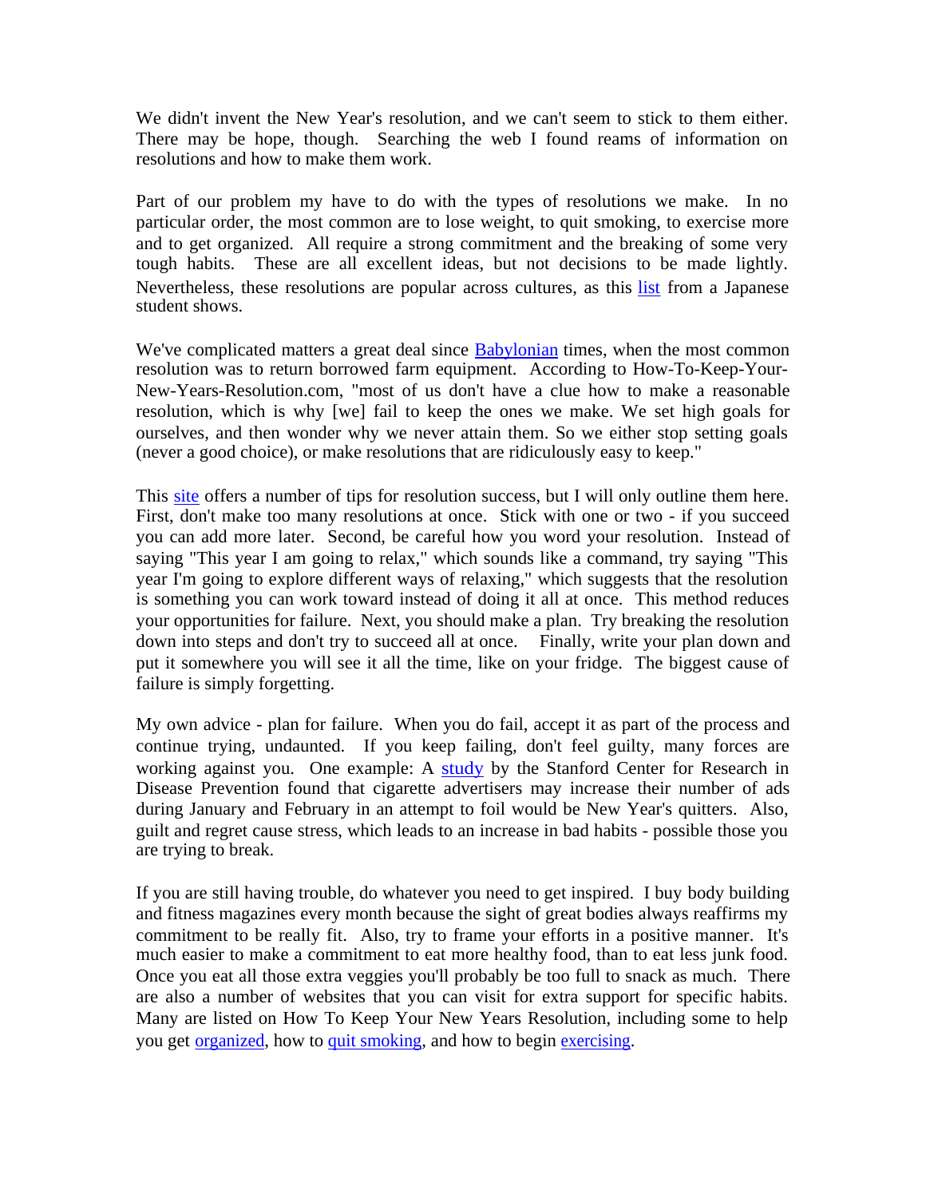We didn't invent the New Year's resolution, and we can't seem to stick to them either. There may be hope, though. Searching the web I found reams of information on resolutions and how to make them work.

Part of our problem my have to do with the types of resolutions we make. In no particular order, the most common are to lose weight, to quit smoking, to exercise more and to get organized. All require a strong commitment and the breaking of some very tough habits. These are all excellent ideas, but not decisions to be made lightly. Nevertheless, these resolutions are popular across cultures, as this list from a Japanese student shows.

We've complicated matters a great deal since Babylonian times, when the most common resolution was to return borrowed farm equipment. According to How-To-Keep-Your-New-Years-Resolution.com, "most of us don't have a clue how to make a reasonable resolution, which is why [we] fail to keep the ones we make. We set high goals for ourselves, and then wonder why we never attain them. So we either stop setting goals (never a good choice), or make resolutions that are ridiculously easy to keep."

This site offers a number of tips for resolution success, but I will only outline them here. First, don't make too many resolutions at once. Stick with one or two - if you succeed you can add more later. Second, be careful how you word your resolution. Instead of saying "This year I am going to relax," which sounds like a command, try saying "This year I'm going to explore different ways of relaxing," which suggests that the resolution is something you can work toward instead of doing it all at once. This method reduces your opportunities for failure. Next, you should make a plan. Try breaking the resolution down into steps and don't try to succeed all at once. Finally, write your plan down and put it somewhere you will see it all the time, like on your fridge. The biggest cause of failure is simply forgetting.

My own advice - plan for failure. When you do fail, accept it as part of the process and continue trying, undaunted. If you keep failing, don't feel guilty, many forces are working against you. One example: A study by the Stanford Center for Research in Disease Prevention found that cigarette advertisers may increase their number of ads during January and February in an attempt to foil would be New Year's quitters. Also, guilt and regret cause stress, which leads to an increase in bad habits - possible those you are trying to break.

If you are still having trouble, do whatever you need to get inspired. I buy body building and fitness magazines every month because the sight of great bodies always reaffirms my commitment to be really fit. Also, try to frame your efforts in a positive manner. It's much easier to make a commitment to eat more healthy food, than to eat less junk food. Once you eat all those extra veggies you'll probably be too full to snack as much. There are also a number of websites that you can visit for extra support for specific habits. Many are listed on How To Keep Your New Years Resolution, including some to help you get organized, how to quit smoking, and how to begin exercising.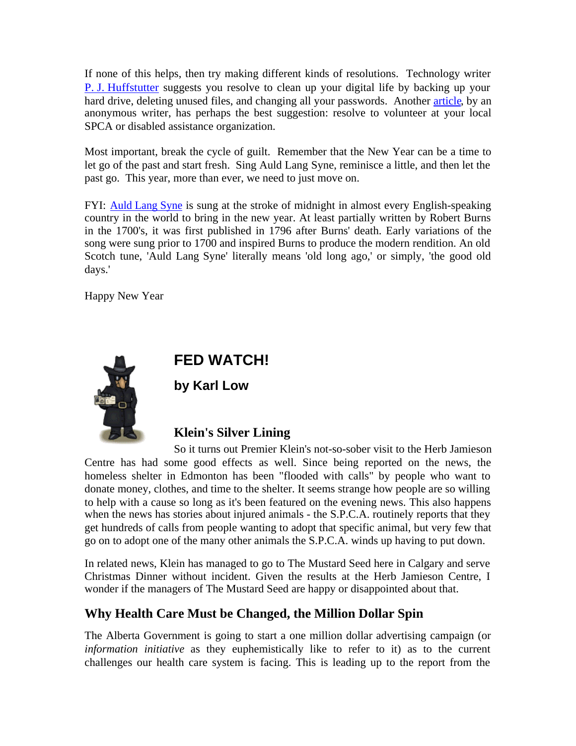If none of this helps, then try making different kinds of resolutions. Technology writer P. J. Huffstutter suggests you resolve to clean up your digital life by backing up your hard drive, deleting unused files, and changing all your passwords. Another article, by an anonymous writer, has perhaps the best suggestion: resolve to volunteer at your local SPCA or disabled assistance organization.

Most important, break the cycle of guilt. Remember that the New Year can be a time to let go of the past and start fresh. Sing Auld Lang Syne, reminisce a little, and then let the past go. This year, more than ever, we need to just move on.

FYI: Auld Lang Syne is sung at the stroke of midnight in almost every English-speaking country in the world to bring in the new year. At least partially written by Robert Burns in the 1700's, it was first published in 1796 after Burns' death. Early variations of the song were sung prior to 1700 and inspired Burns to produce the modern rendition. An old Scotch tune, 'Auld Lang Syne' literally means 'old long ago,' or simply, 'the good old days.'

Happy New Year

# FED WATCH!

**by Karl Low**

## Klein's Silver Lining

So it turns out Premier Klein's not-so-sober visit to the Herb Jamieson Centre has had some good effects as well. Since being reported on the news, the homeless shelter in Edmonton has been "flooded with calls" by people who want to donate money, clothes, and time to the shelter. It seems strange how people are so willing to help with a cause so long as it's been featured on the evening news. This also happens when the news has stories about injured animals - the S.P.C.A. routinely reports that they get hundreds of calls from people wanting to adopt that specific animal, but very few that go on to adopt one of the many other animals the S.P.C.A. winds up having to put down.

In related news, Klein has managed to go to The Mustard Seed here in Calgary and serve Christmas Dinner without incident. Given the results at the Herb Jamieson Centre, I wonder if the managers of The Mustard Seed are happy or disappointed about that.

## Why Health Care Must be Changed, the Million Dollar Spin

The Alberta Government is going to start a one million dollar advertising campaign (or *information initiative* as they euphemistically like to refer to it) as to the current challenges our health care system is facing. This is leading up to the report from the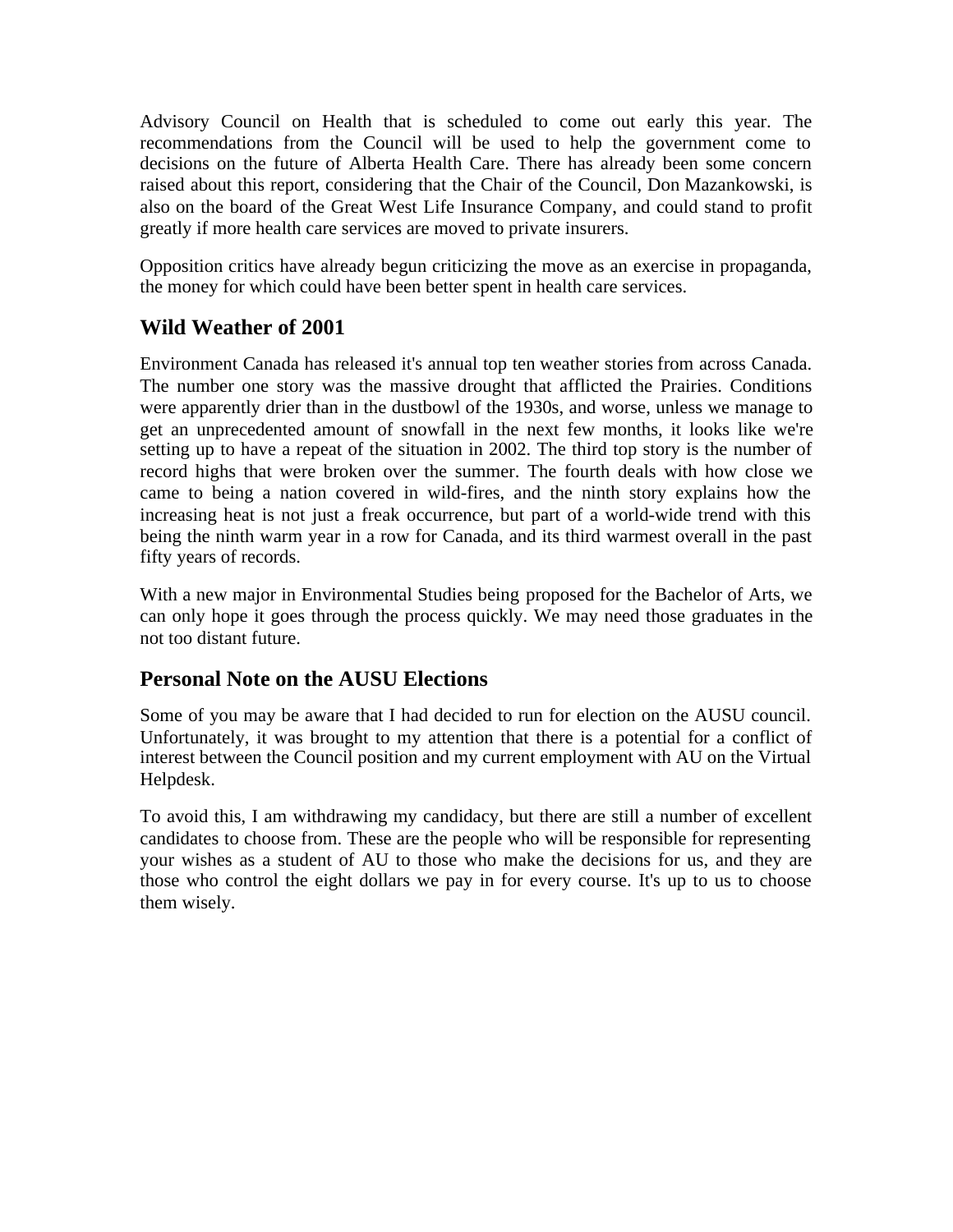Advisory Council on Health that is scheduled to come out early this year. The recommendations from the Council will be used to help the government come to decisions on the future of Alberta Health Care. There has already been some concern raised about this report, considering that the Chair of the Council, Don Mazankowski, is also on the board of the Great West Life Insurance Company, and could stand to profit greatly if more health care services are moved to private insurers.

Opposition critics have already begun criticizing the move as an exercise in propaganda, the money for which could have been better spent in health care services.

## Wild Weather of 2001

Environment Canada has released it's annual top ten weather stories from across Canada. The number one story was the massive drought that afflicted the Prairies. Conditions were apparently drier than in the dustbowl of the 1930s, and worse, unless we manage to get an unprecedented amount of snowfall in the next few months, it looks like we're setting up to have a repeat of the situation in 2002. The third top story is the number of record highs that were broken over the summer. The fourth deals with how close we came to being a nation covered in wild-fires, and the ninth story explains how the increasing heat is not just a freak occurrence, but part of a world-wide trend with this being the ninth warm year in a row for Canada, and its third warmest overall in the past fifty years of records.

With a new major in Environmental Studies being proposed for the Bachelor of Arts, we can only hope it goes through the process quickly. We may need those graduates in the not too distant future.

## Personal Note on the AUSU Elections

Some of you may be aware that I had decided to run for election on the AUSU council. Unfortunately, it was brought to my attention that there is a potential for a conflict of interest between the Council position and my current employment with AU on the Virtual Helpdesk.

To avoid this, I am withdrawing my candidacy, but there are still a number of excellent candidates to choose from. These are the people who will be responsible for representing your wishes as a student of AU to those who make the decisions for us, and they are those who control the eight dollars we pay in for every course. It's up to us to choose them wisely.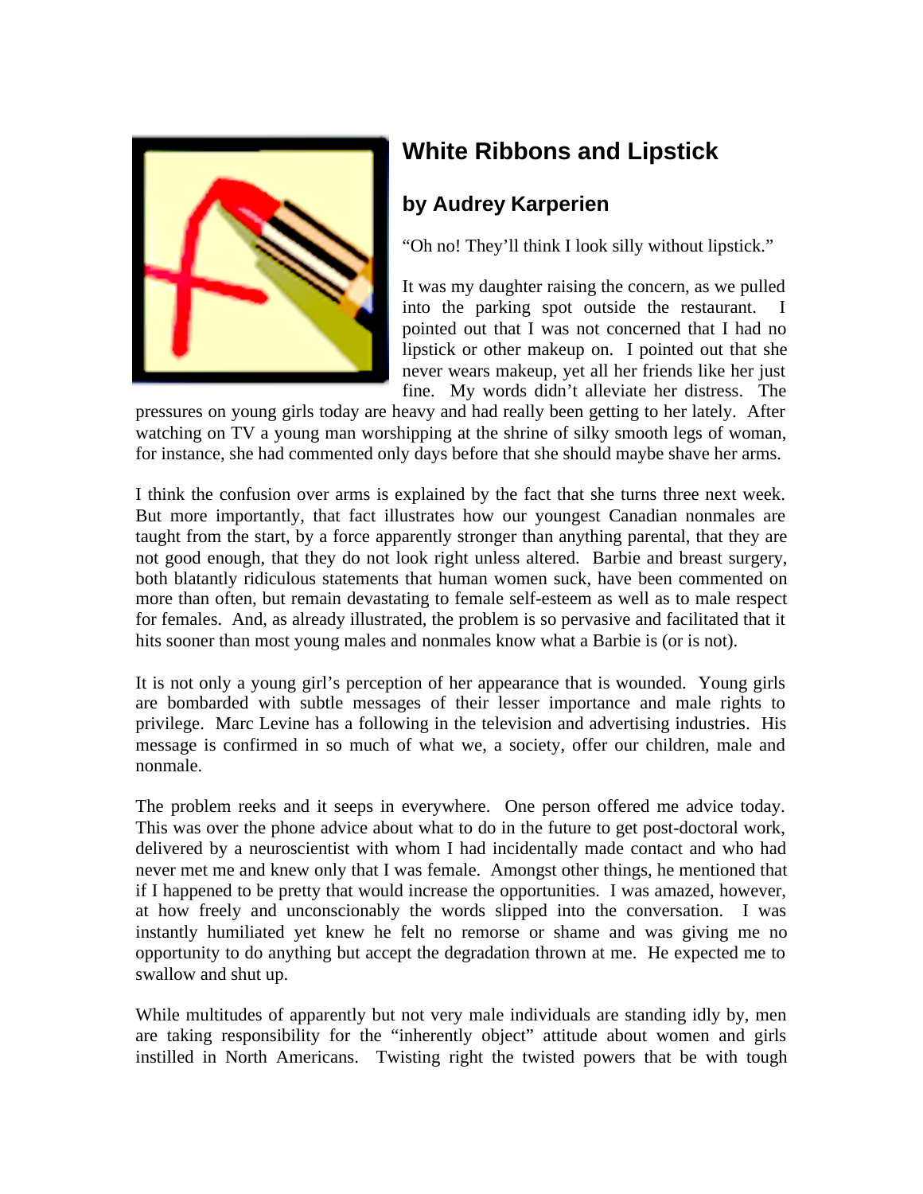# White Ribbons and Lipstick

## by Audrey Karperien

"Oh no! They'll think I look silly without lipstick."

It was my daughter raising the concern, as we pulled into the parking spot outside the restaurant. I pointed out that I was not concerned that I had no lipstick or other makeup on. I pointed out that she never wears makeup, yet all her friends like her just fine. My words didn't alleviate her distress. The pressures on young girls today are heavy and had really been getting to her lately. After watching on TV a young man worshipping at the shrine of silky smooth legs of woman, for instance, she had commented only days before that she should maybe shave her arms.

I think the confusion over arms is explained by the fact that she turns three next week. But more importantly, that fact illustrates how our youngest Canadian nonmales are taught from the start, by a force apparently stronger than anything parental, that they are not good enough, that they do not look right unless altered. Barbie and breast surgery, both blatantly ridiculous statements that human women suck, have been commented on more than often, but remain devastating to female self-esteem as well as to male respect for females. And, as already illustrated, the problem is so pervasive and facilitated that it hits sooner than most young males and nonmales know what a Barbie is (or is not).

It is not only a young girl's perception of her appearance that is wounded. Young girls are bombarded with subtle messages of their lesser importance and male rights to privilege. Marc Levine has a following in the television and advertising industries. His message is confirmed in so much of what we, a society, offer our children, male and nonmale.

The problem reeks and it seeps in everywhere. One person offered me advice today. This was over the phone advice about what to do in the future to get post-doctoral work, delivered by a neuroscientist with whom I had incidentally made contact and who had never met me and knew only that I was female. Amongst other things, he mentioned that if I happened to be pretty that would increase the opportunities. I was amazed, however, at how freely and unconscionably the words slipped into the conversation. I was instantly humiliated yet knew he felt no remorse or shame and was giving me no opportunity to do anything but accept the degradation thrown at me. He expected me to swallow and shut up.

While multitudes of apparently but not very male individuals are standing idly by, men are taking responsibility for the "inherently object" attitude about women and girls instilled in North Americans. Twisting right the twisted powers that be with tough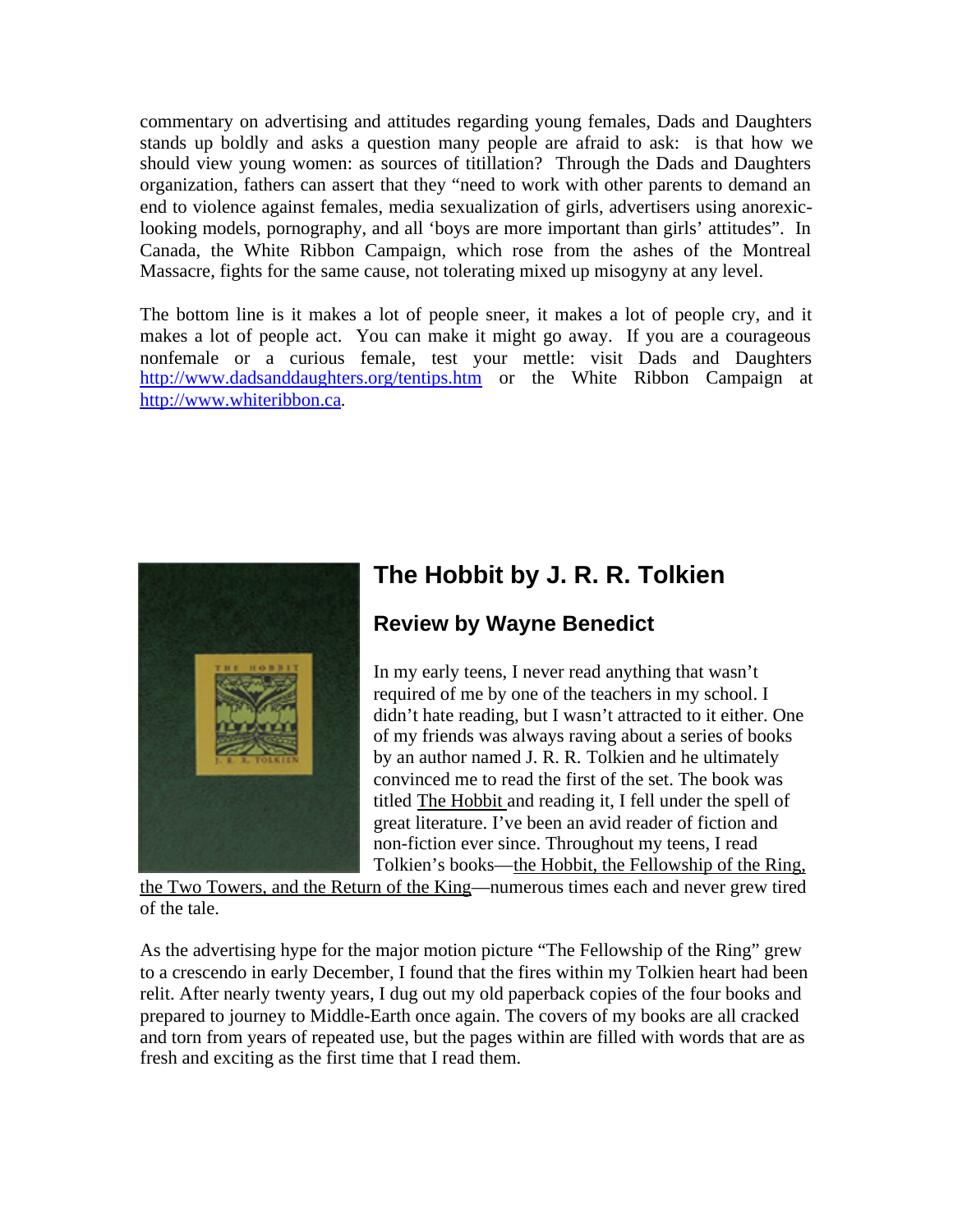commentary on advertising and attitudes regarding young females, Dads and Daughters stands up boldly and asks a question many people are afraid to ask: is that how we should view young women: as sources of titillation? Through the Dads and Daughters organization, fathers can assert that they "need to work with other parents to demand an end to violence against females, media sexualization of girls, advertisers using anorexic-looking models, pornography, and all 'boys are more important than girls' attitudes". In Canada, the White Ribbon Campaign, which rose from the ashes of the Montreal Massacre, fights for the same cause, not tolerating mixed up misogyny at any level.

The bottom line is it makes a lot of people sneer, it makes a lot of people cry, and it makes a lot of people act. You can make it might go away. If you are a courageous nonfemale or a curious female, test your mettle: visit Dads and Daughters http://www.dadsanddaughters.org/tentips.htm or the White Ribbon Campaign at http://www.whiteribbon.ca.

## The Hobbit by J. R. R. Tolkien

### Review by Wayne Benedict

In my early teens, I never read anything that wasn't required of me by one of the teachers in my school. I didn't hate reading, but I wasn't attracted to it either. One of my friends was always raving about a series of books by an author named J. R. R. Tolkien and he ultimately convinced me to read the first of the set. The book was titled The Hobbit and reading it, I fell under the spell of great literature. I've been an avid reader of fiction and non-fiction ever since. Throughout my teens, I read Tolkien's books—the Hobbit, the Fellowship of the Ring, the Two Towers, and the Return of the King—numerous times each and never grew tired of the tale.

As the advertising hype for the major motion picture "The Fellowship of the Ring" grew to a crescendo in early December, I found that the fires within my Tolkien heart had been relit. After nearly twenty years, I dug out my old paperback copies of the four books and prepared to journey to Middle-Earth once again. The covers of my books are all cracked and torn from years of repeated use, but the pages within are filled with words that are as fresh and exciting as the first time that I read them.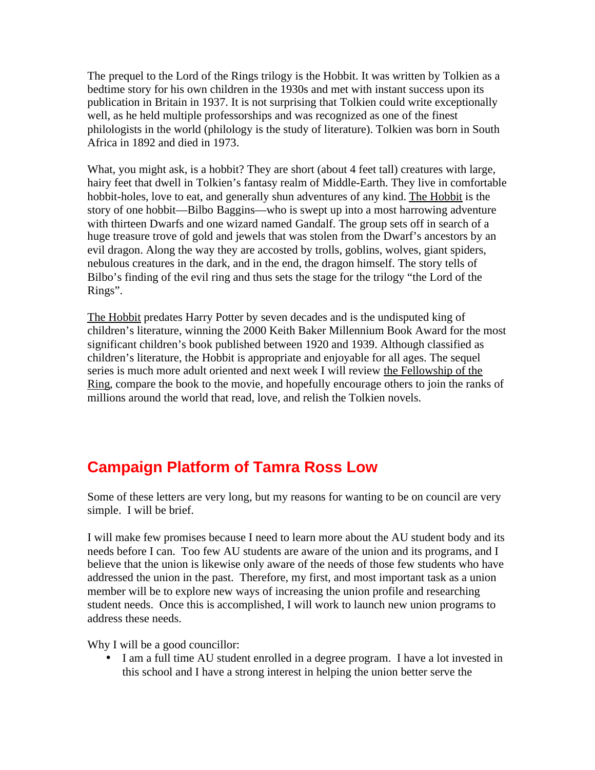The prequel to the Lord of the Rings trilogy is the Hobbit. It was written by Tolkien as a bedtime story for his own children in the 1930s and met with instant success upon its publication in Britain in 1937. It is not surprising that Tolkien could write exceptionally well, as he held multiple professorships and was recognized as one of the finest philologists in the world (philology is the study of literature). Tolkien was born in South Africa in 1892 and died in 1973.

What, you might ask, is a hobbit? They are short (about 4 feet tall) creatures with large, hairy feet that dwell in Tolkien's fantasy realm of Middle-Earth. They live in comfortable hobbit-holes, love to eat, and generally shun adventures of any kind. The Hobbit is the story of one hobbit—Bilbo Baggins—who is swept up into a most harrowing adventure with thirteen Dwarfs and one wizard named Gandalf. The group sets off in search of a huge treasure trove of gold and jewels that was stolen from the Dwarf's ancestors by an evil dragon. Along the way they are accosted by trolls, goblins, wolves, giant spiders, nebulous creatures in the dark, and in the end, the dragon himself. The story tells of Bilbo's finding of the evil ring and thus sets the stage for the trilogy "the Lord of the Rings".

The Hobbit predates Harry Potter by seven decades and is the undisputed king of children's literature, winning the 2000 Keith Baker Millennium Book Award for the most significant children's book published between 1920 and 1939. Although classified as children's literature, the Hobbit is appropriate and enjoyable for all ages. The sequel series is much more adult oriented and next week I will review the Fellowship of the Ring, compare the book to the movie, and hopefully encourage others to join the ranks of millions around the world that read, love, and relish the Tolkien novels.

## Campaign Platform of Tamra Ross Low

Some of these letters are very long, but my reasons for wanting to be on council are very simple. I will be brief.

I will make few promises because I need to learn more about the AU student body and its needs before I can. Too few AU students are aware of the union and its programs, and I believe that the union is likewise only aware of the needs of those few students who have addressed the union in the past. Therefore, my first, and most important task as a union member will be to explore new ways of increasing the union profile and researching student needs. Once this is accomplished, I will work to launch new union programs to address these needs.

Why I will be a good councillor:

- I am a full time AU student enrolled in a degree program. I have a lot invested in this school and I have a strong interest in helping the union better serve the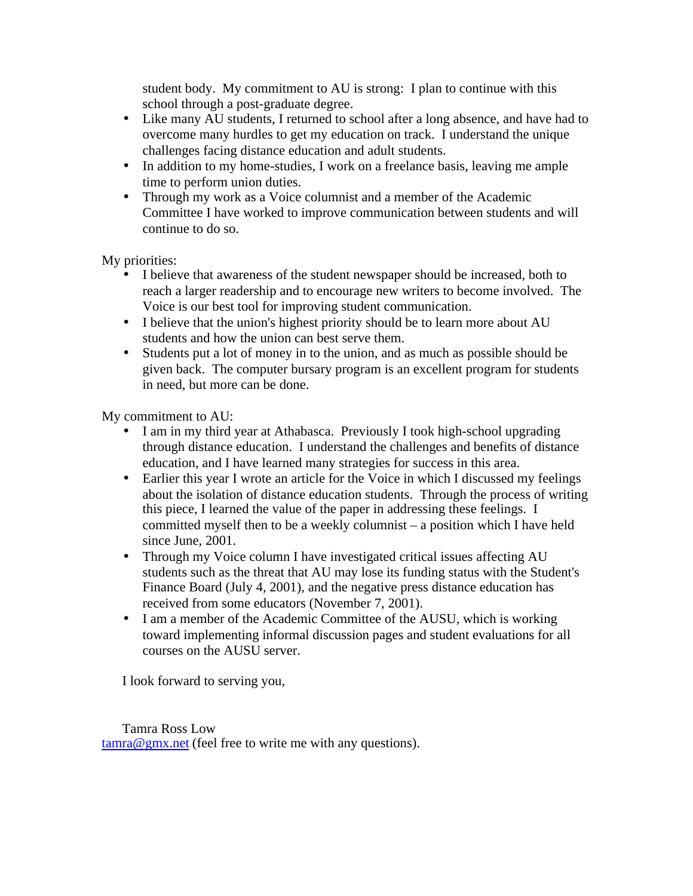student body.  My commitment to AU is strong:  I plan to continue with this school through a post-graduate degree.

- Like many AU students, I returned to school after a long absence, and have had to overcome many hurdles to get my education on track.  I understand the unique challenges facing distance education and adult students.
- In addition to my home-studies, I work on a freelance basis, leaving me ample time to perform union duties.
- Through my work as a Voice columnist and a member of the Academic Committee I have worked to improve communication between students and will continue to do so.

My priorities:

- I believe that awareness of the student newspaper should be increased, both to reach a larger readership and to encourage new writers to become involved.  The Voice is our best tool for improving student communication.
- I believe that the union's highest priority should be to learn more about AU students and how the union can best serve them.
- Students put a lot of money in to the union, and as much as possible should be given back.  The computer bursary program is an excellent program for students in need, but more can be done.

My commitment to AU:

- I am in my third year at Athabasca.  Previously I took high-school upgrading through distance education.  I understand the challenges and benefits of distance education, and I have learned many strategies for success in this area.
- Earlier this year I wrote an article for the Voice in which I discussed my feelings about the isolation of distance education students.  Through the process of writing this piece, I learned the value of the paper in addressing these feelings.  I committed myself then to be a weekly columnist – a position which I have held since June, 2001.
- Through my Voice column I have investigated critical issues affecting AU students such as the threat that AU may lose its funding status with the Student's Finance Board (July 4, 2001), and the negative press distance education has received from some educators (November 7, 2001).
- I am a member of the Academic Committee of the AUSU, which is working toward implementing informal discussion pages and student evaluations for all courses on the AUSU server.

I look forward to serving you,

Tamra Ross Low

tamra@gmx.net (feel free to write me with any questions).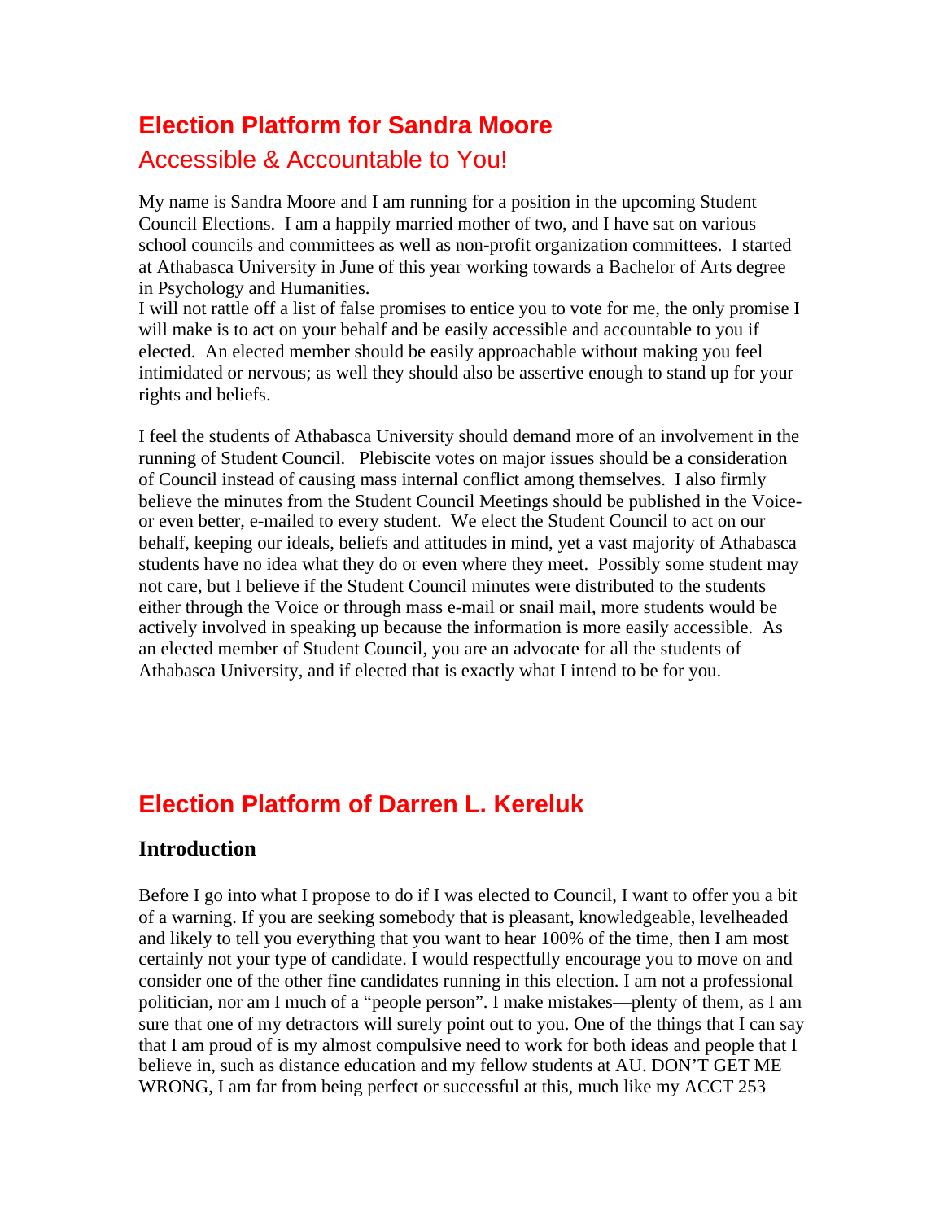# Election Platform for Sandra Moore

## Accessible & Accountable to You!

My name is Sandra Moore and I am running for a position in the upcoming Student Council Elections. I am a happily married mother of two, and I have sat on various school councils and committees as well as non-profit organization committees. I started at Athabasca University in June of this year working towards a Bachelor of Arts degree in Psychology and Humanities.
I will not rattle off a list of false promises to entice you to vote for me, the only promise I will make is to act on your behalf and be easily accessible and accountable to you if elected. An elected member should be easily approachable without making you feel intimidated or nervous; as well they should also be assertive enough to stand up for your rights and beliefs.

I feel the students of Athabasca University should demand more of an involvement in the running of Student Council. Plebiscite votes on major issues should be a consideration of Council instead of causing mass internal conflict among themselves. I also firmly believe the minutes from the Student Council Meetings should be published in the Voice- or even better, e-mailed to every student. We elect the Student Council to act on our behalf, keeping our ideals, beliefs and attitudes in mind, yet a vast majority of Athabasca students have no idea what they do or even where they meet. Possibly some student may not care, but I believe if the Student Council minutes were distributed to the students either through the Voice or through mass e-mail or snail mail, more students would be actively involved in speaking up because the information is more easily accessible. As an elected member of Student Council, you are an advocate for all the students of Athabasca University, and if elected that is exactly what I intend to be for you.

# Election Platform of Darren L. Kereluk

### Introduction

Before I go into what I propose to do if I was elected to Council, I want to offer you a bit of a warning. If you are seeking somebody that is pleasant, knowledgeable, levelheaded and likely to tell you everything that you want to hear 100% of the time, then I am most certainly not your type of candidate. I would respectfully encourage you to move on and consider one of the other fine candidates running in this election. I am not a professional politician, nor am I much of a "people person". I make mistakes—plenty of them, as I am sure that one of my detractors will surely point out to you. One of the things that I can say that I am proud of is my almost compulsive need to work for both ideas and people that I believe in, such as distance education and my fellow students at AU. DON'T GET ME WRONG, I am far from being perfect or successful at this, much like my ACCT 253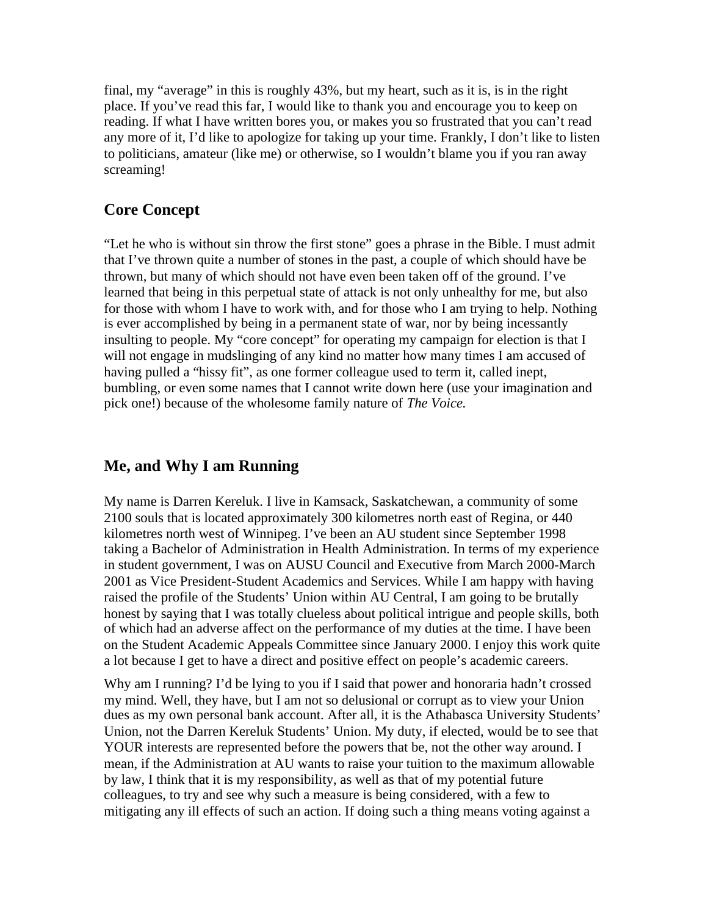final, my “average” in this is roughly 43%, but my heart, such as it is, is in the right place. If you’ve read this far, I would like to thank you and encourage you to keep on reading. If what I have written bores you, or makes you so frustrated that you can’t read any more of it, I’d like to apologize for taking up your time. Frankly, I don’t like to listen to politicians, amateur (like me) or otherwise, so I wouldn’t blame you if you ran away screaming!

## Core Concept

“Let he who is without sin throw the first stone” goes a phrase in the Bible. I must admit that I’ve thrown quite a number of stones in the past, a couple of which should have be thrown, but many of which should not have even been taken off of the ground. I’ve learned that being in this perpetual state of attack is not only unhealthy for me, but also for those with whom I have to work with, and for those who I am trying to help. Nothing is ever accomplished by being in a permanent state of war, nor by being incessantly insulting to people. My “core concept” for operating my campaign for election is that I will not engage in mudslinging of any kind no matter how many times I am accused of having pulled a “hissy fit”, as one former colleague used to term it, called inept, bumbling, or even some names that I cannot write down here (use your imagination and pick one!) because of the wholesome family nature of *The Voice.*

## Me, and Why I am Running

My name is Darren Kereluk. I live in Kamsack, Saskatchewan, a community of some 2100 souls that is located approximately 300 kilometres north east of Regina, or 440 kilometres north west of Winnipeg. I’ve been an AU student since September 1998 taking a Bachelor of Administration in Health Administration. In terms of my experience in student government, I was on AUSU Council and Executive from March 2000-March 2001 as Vice President-Student Academics and Services. While I am happy with having raised the profile of the Students’ Union within AU Central, I am going to be brutally honest by saying that I was totally clueless about political intrigue and people skills, both of which had an adverse affect on the performance of my duties at the time. I have been on the Student Academic Appeals Committee since January 2000. I enjoy this work quite a lot because I get to have a direct and positive effect on people’s academic careers.

Why am I running? I’d be lying to you if I said that power and honoraria hadn’t crossed my mind. Well, they have, but I am not so delusional or corrupt as to view your Union dues as my own personal bank account. After all, it is the Athabasca University Students’ Union, not the Darren Kereluk Students’ Union. My duty, if elected, would be to see that YOUR interests are represented before the powers that be, not the other way around. I mean, if the Administration at AU wants to raise your tuition to the maximum allowable by law, I think that it is my responsibility, as well as that of my potential future colleagues, to try and see why such a measure is being considered, with a few to mitigating any ill effects of such an action. If doing such a thing means voting against a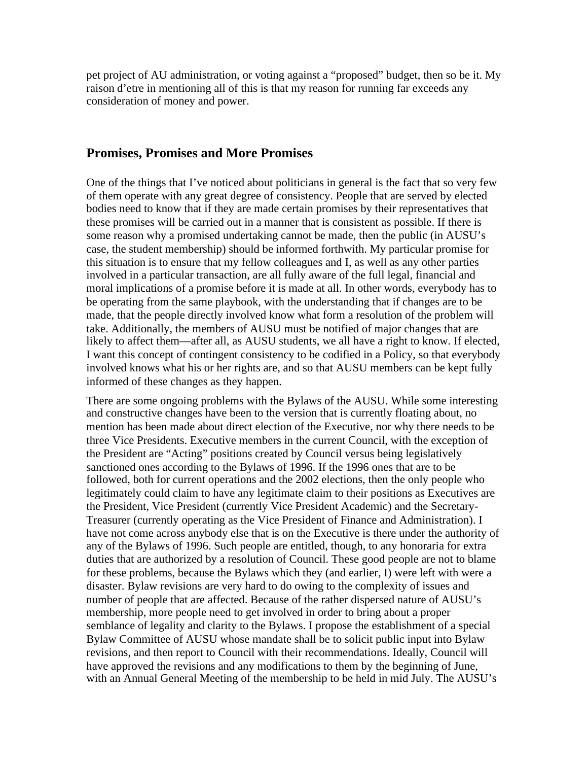pet project of AU administration, or voting against a "proposed" budget, then so be it. My raison d'etre in mentioning all of this is that my reason for running far exceeds any consideration of money and power.

## Promises, Promises and More Promises

One of the things that I've noticed about politicians in general is the fact that so very few of them operate with any great degree of consistency. People that are served by elected bodies need to know that if they are made certain promises by their representatives that these promises will be carried out in a manner that is consistent as possible. If there is some reason why a promised undertaking cannot be made, then the public (in AUSU's case, the student membership) should be informed forthwith. My particular promise for this situation is to ensure that my fellow colleagues and I, as well as any other parties involved in a particular transaction, are all fully aware of the full legal, financial and moral implications of a promise before it is made at all. In other words, everybody has to be operating from the same playbook, with the understanding that if changes are to be made, that the people directly involved know what form a resolution of the problem will take. Additionally, the members of AUSU must be notified of major changes that are likely to affect them—after all, as AUSU students, we all have a right to know. If elected, I want this concept of contingent consistency to be codified in a Policy, so that everybody involved knows what his or her rights are, and so that AUSU members can be kept fully informed of these changes as they happen.

There are some ongoing problems with the Bylaws of the AUSU. While some interesting and constructive changes have been to the version that is currently floating about, no mention has been made about direct election of the Executive, nor why there needs to be three Vice Presidents. Executive members in the current Council, with the exception of the President are "Acting" positions created by Council versus being legislatively sanctioned ones according to the Bylaws of 1996. If the 1996 ones that are to be followed, both for current operations and the 2002 elections, then the only people who legitimately could claim to have any legitimate claim to their positions as Executives are the President, Vice President (currently Vice President Academic) and the Secretary-Treasurer (currently operating as the Vice President of Finance and Administration). I have not come across anybody else that is on the Executive is there under the authority of any of the Bylaws of 1996. Such people are entitled, though, to any honoraria for extra duties that are authorized by a resolution of Council. These good people are not to blame for these problems, because the Bylaws which they (and earlier, I) were left with were a disaster. Bylaw revisions are very hard to do owing to the complexity of issues and number of people that are affected. Because of the rather dispersed nature of AUSU's membership, more people need to get involved in order to bring about a proper semblance of legality and clarity to the Bylaws. I propose the establishment of a special Bylaw Committee of AUSU whose mandate shall be to solicit public input into Bylaw revisions, and then report to Council with their recommendations. Ideally, Council will have approved the revisions and any modifications to them by the beginning of June, with an Annual General Meeting of the membership to be held in mid July. The AUSU's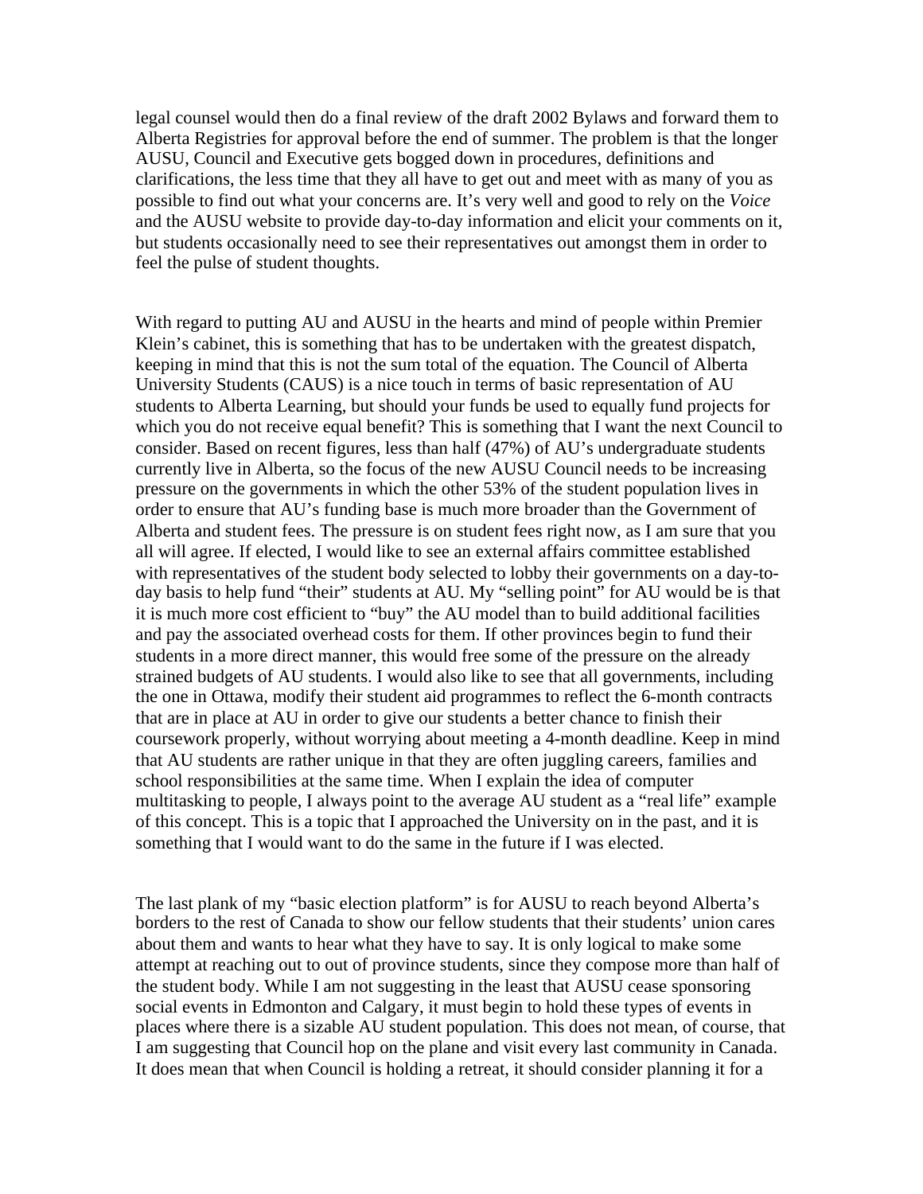legal counsel would then do a final review of the draft 2002 Bylaws and forward them to Alberta Registries for approval before the end of summer. The problem is that the longer AUSU, Council and Executive gets bogged down in procedures, definitions and clarifications, the less time that they all have to get out and meet with as many of you as possible to find out what your concerns are. It's very well and good to rely on the *Voice* and the AUSU website to provide day-to-day information and elicit your comments on it, but students occasionally need to see their representatives out amongst them in order to feel the pulse of student thoughts.

With regard to putting AU and AUSU in the hearts and mind of people within Premier Klein's cabinet, this is something that has to be undertaken with the greatest dispatch, keeping in mind that this is not the sum total of the equation. The Council of Alberta University Students (CAUS) is a nice touch in terms of basic representation of AU students to Alberta Learning, but should your funds be used to equally fund projects for which you do not receive equal benefit? This is something that I want the next Council to consider. Based on recent figures, less than half (47%) of AU's undergraduate students currently live in Alberta, so the focus of the new AUSU Council needs to be increasing pressure on the governments in which the other 53% of the student population lives in order to ensure that AU's funding base is much more broader than the Government of Alberta and student fees. The pressure is on student fees right now, as I am sure that you all will agree. If elected, I would like to see an external affairs committee established with representatives of the student body selected to lobby their governments on a day-to-day basis to help fund "their" students at AU. My "selling point" for AU would be is that it is much more cost efficient to "buy" the AU model than to build additional facilities and pay the associated overhead costs for them. If other provinces begin to fund their students in a more direct manner, this would free some of the pressure on the already strained budgets of AU students. I would also like to see that all governments, including the one in Ottawa, modify their student aid programmes to reflect the 6-month contracts that are in place at AU in order to give our students a better chance to finish their coursework properly, without worrying about meeting a 4-month deadline. Keep in mind that AU students are rather unique in that they are often juggling careers, families and school responsibilities at the same time. When I explain the idea of computer multitasking to people, I always point to the average AU student as a "real life" example of this concept. This is a topic that I approached the University on in the past, and it is something that I would want to do the same in the future if I was elected.

The last plank of my "basic election platform" is for AUSU to reach beyond Alberta's borders to the rest of Canada to show our fellow students that their students' union cares about them and wants to hear what they have to say. It is only logical to make some attempt at reaching out to out of province students, since they compose more than half of the student body. While I am not suggesting in the least that AUSU cease sponsoring social events in Edmonton and Calgary, it must begin to hold these types of events in places where there is a sizable AU student population. This does not mean, of course, that I am suggesting that Council hop on the plane and visit every last community in Canada. It does mean that when Council is holding a retreat, it should consider planning it for a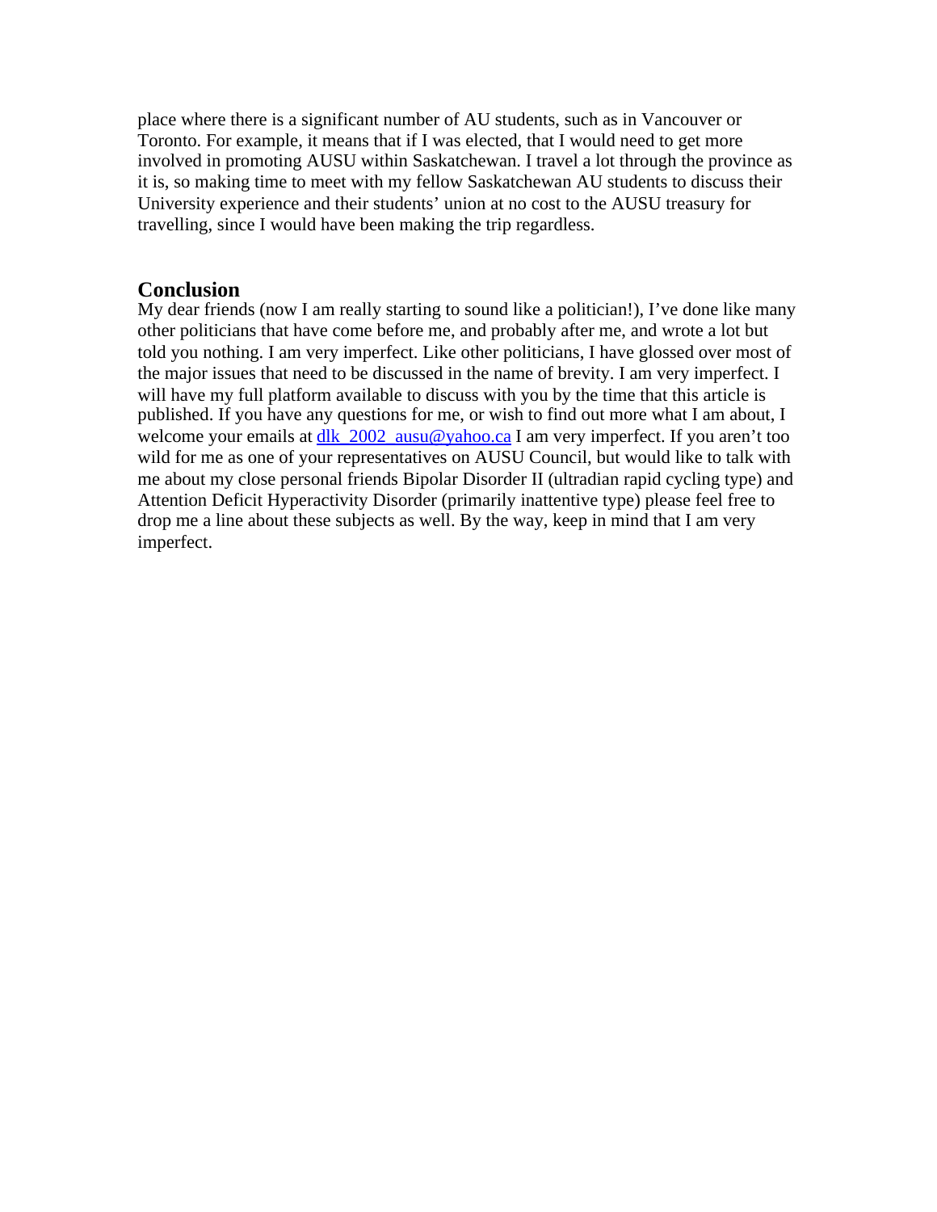place where there is a significant number of AU students, such as in Vancouver or Toronto. For example, it means that if I was elected, that I would need to get more involved in promoting AUSU within Saskatchewan. I travel a lot through the province as it is, so making time to meet with my fellow Saskatchewan AU students to discuss their University experience and their students' union at no cost to the AUSU treasury for travelling, since I would have been making the trip regardless.

## Conclusion

My dear friends (now I am really starting to sound like a politician!), I've done like many other politicians that have come before me, and probably after me, and wrote a lot but told you nothing. I am very imperfect. Like other politicians, I have glossed over most of the major issues that need to be discussed in the name of brevity. I am very imperfect. I will have my full platform available to discuss with you by the time that this article is published. If you have any questions for me, or wish to find out more what I am about, I welcome your emails at dlk_2002_ausu@yahoo.ca I am very imperfect. If you aren't too wild for me as one of your representatives on AUSU Council, but would like to talk with me about my close personal friends Bipolar Disorder II (ultradian rapid cycling type) and Attention Deficit Hyperactivity Disorder (primarily inattentive type) please feel free to drop me a line about these subjects as well. By the way, keep in mind that I am very imperfect.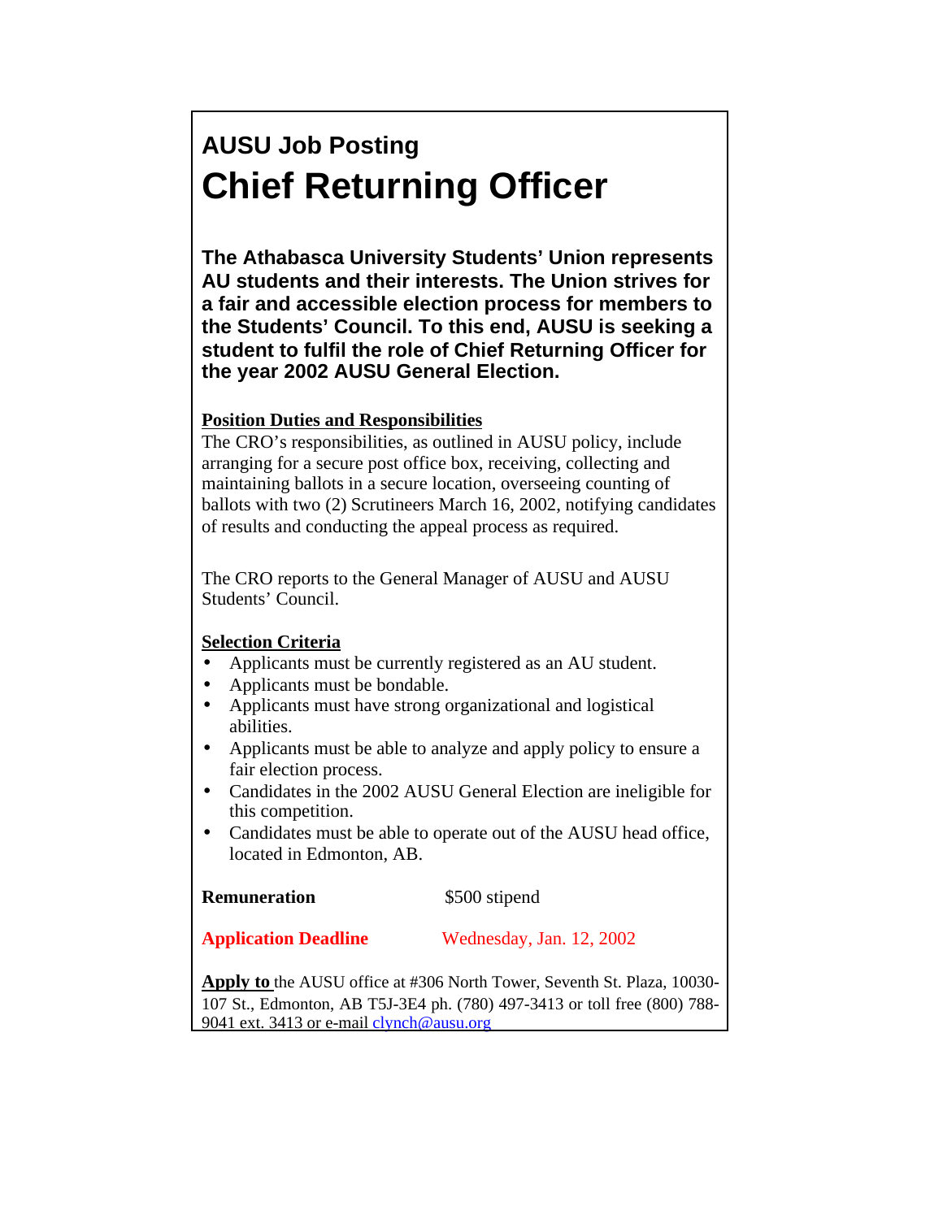## AUSU Job Posting

# Chief Returning Officer

**The Athabasca University Students' Union represents AU students and their interests. The Union strives for a fair and accessible election process for members to the Students' Council. To this end, AUSU is seeking a student to fulfil the role of Chief Returning Officer for the year 2002 AUSU General Election.**

**Position Duties and Responsibilities**

The CRO's responsibilities, as outlined in AUSU policy, include arranging for a secure post office box, receiving, collecting and maintaining ballots in a secure location, overseeing counting of ballots with two (2) Scrutineers March 16, 2002, notifying candidates of results and conducting the appeal process as required.

The CRO reports to the General Manager of AUSU and AUSU Students' Council.

**Selection Criteria**

- Applicants must be currently registered as an AU student.
- Applicants must be bondable.
- Applicants must have strong organizational and logistical abilities.
- Applicants must be able to analyze and apply policy to ensure a fair election process.
- Candidates in the 2002 AUSU General Election are ineligible for this competition.
- Candidates must be able to operate out of the AUSU head office, located in Edmonton, AB.

**Remuneration** $500 stipend

**Application Deadline** Wednesday, Jan. 12, 2002

**Apply to** the AUSU office at #306 North Tower, Seventh St. Plaza, 10030-107 St., Edmonton, AB T5J-3E4 ph. (780) 497-3413 or toll free (800) 788-9041 ext. 3413 or e-mail clynch@ausu.org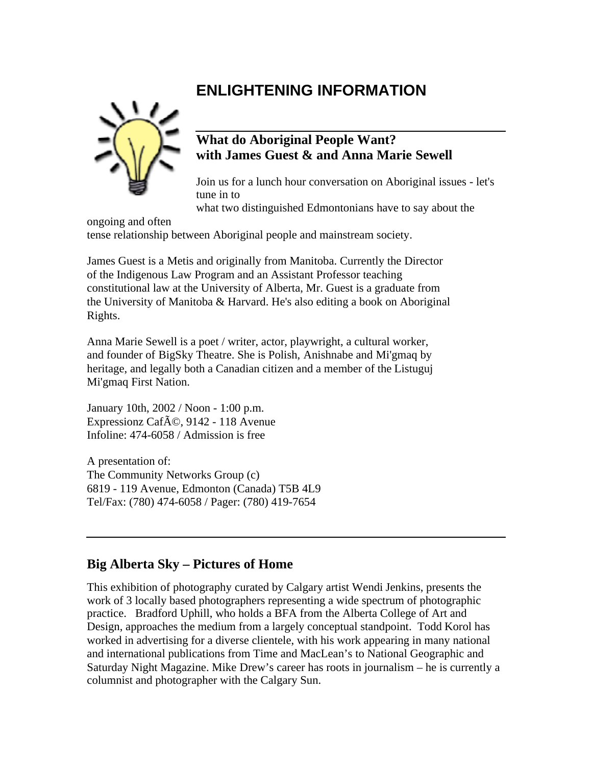# ENLIGHTENING INFORMATION

### What do Aboriginal People Want? with James Guest & and Anna Marie Sewell

Join us for a lunch hour conversation on Aboriginal issues - let's tune in to what two distinguished Edmontonians have to say about the ongoing and often tense relationship between Aboriginal people and mainstream society.

James Guest is a Metis and originally from Manitoba. Currently the Director of the Indigenous Law Program and an Assistant Professor teaching constitutional law at the University of Alberta, Mr. Guest is a graduate from the University of Manitoba & Harvard. He's also editing a book on Aboriginal Rights.

Anna Marie Sewell is a poet / writer, actor, playwright, a cultural worker, and founder of BigSky Theatre. She is Polish, Anishnabe and Mi'gmaq by heritage, and legally both a Canadian citizen and a member of the Listuguj Mi'gmaq First Nation.

January 10th, 2002 / Noon - 1:00 p.m.
Expressionz CafÃ©, 9142 - 118 Avenue
Infoline: 474-6058 / Admission is free

A presentation of:
The Community Networks Group (c)
6819 - 119 Avenue, Edmonton (Canada) T5B 4L9
Tel/Fax: (780) 474-6058 / Pager: (780) 419-7654

---

### Big Alberta Sky – Pictures of Home

This exhibition of photography curated by Calgary artist Wendi Jenkins, presents the work of 3 locally based photographers representing a wide spectrum of photographic practice. Bradford Uphill, who holds a BFA from the Alberta College of Art and Design, approaches the medium from a largely conceptual standpoint. Todd Korol has worked in advertising for a diverse clientele, with his work appearing in many national and international publications from Time and MacLean's to National Geographic and Saturday Night Magazine. Mike Drew's career has roots in journalism – he is currently a columnist and photographer with the Calgary Sun.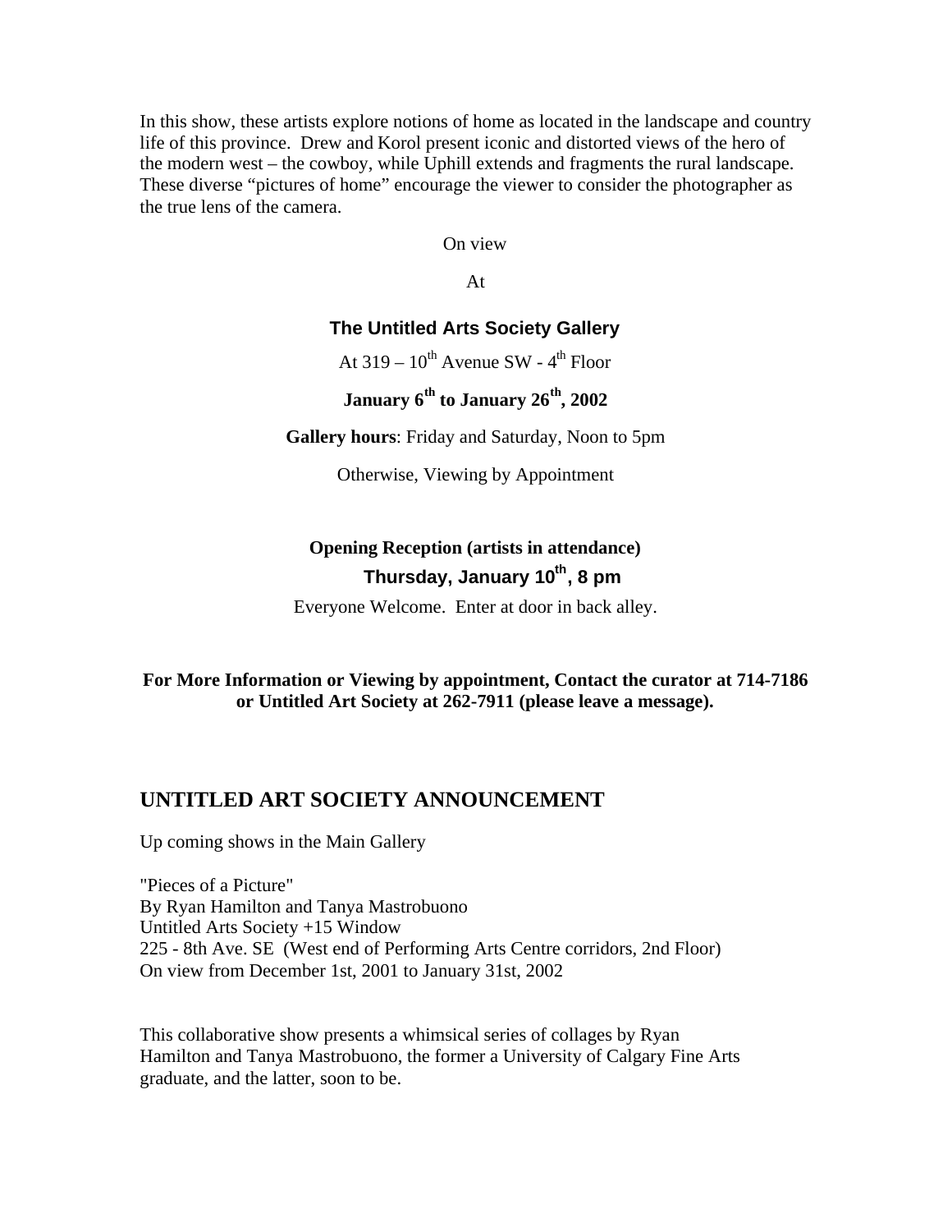In this show, these artists explore notions of home as located in the landscape and country life of this province. Drew and Korol present iconic and distorted views of the hero of the modern west – the cowboy, while Uphill extends and fragments the rural landscape. These diverse "pictures of home" encourage the viewer to consider the photographer as the true lens of the camera.

On view

At

**The Untitled Arts Society Gallery**

At 319 – 10th Avenue SW - 4th Floor

**January 6th to January 26th, 2002**

**Gallery hours**: Friday and Saturday, Noon to 5pm

Otherwise, Viewing by Appointment

**Opening Reception (artists in attendance)**

**Thursday, January 10th, 8 pm**

Everyone Welcome. Enter at door in back alley.

**For More Information or Viewing by appointment, Contact the curator at 714-7186 or Untitled Art Society at 262-7911 (please leave a message).**

## UNTITLED ART SOCIETY ANNOUNCEMENT

Up coming shows in the Main Gallery

"Pieces of a Picture"
By Ryan Hamilton and Tanya Mastrobuono
Untitled Arts Society +15 Window
225 - 8th Ave. SE (West end of Performing Arts Centre corridors, 2nd Floor)
On view from December 1st, 2001 to January 31st, 2002

This collaborative show presents a whimsical series of collages by Ryan Hamilton and Tanya Mastrobuono, the former a University of Calgary Fine Arts graduate, and the latter, soon to be.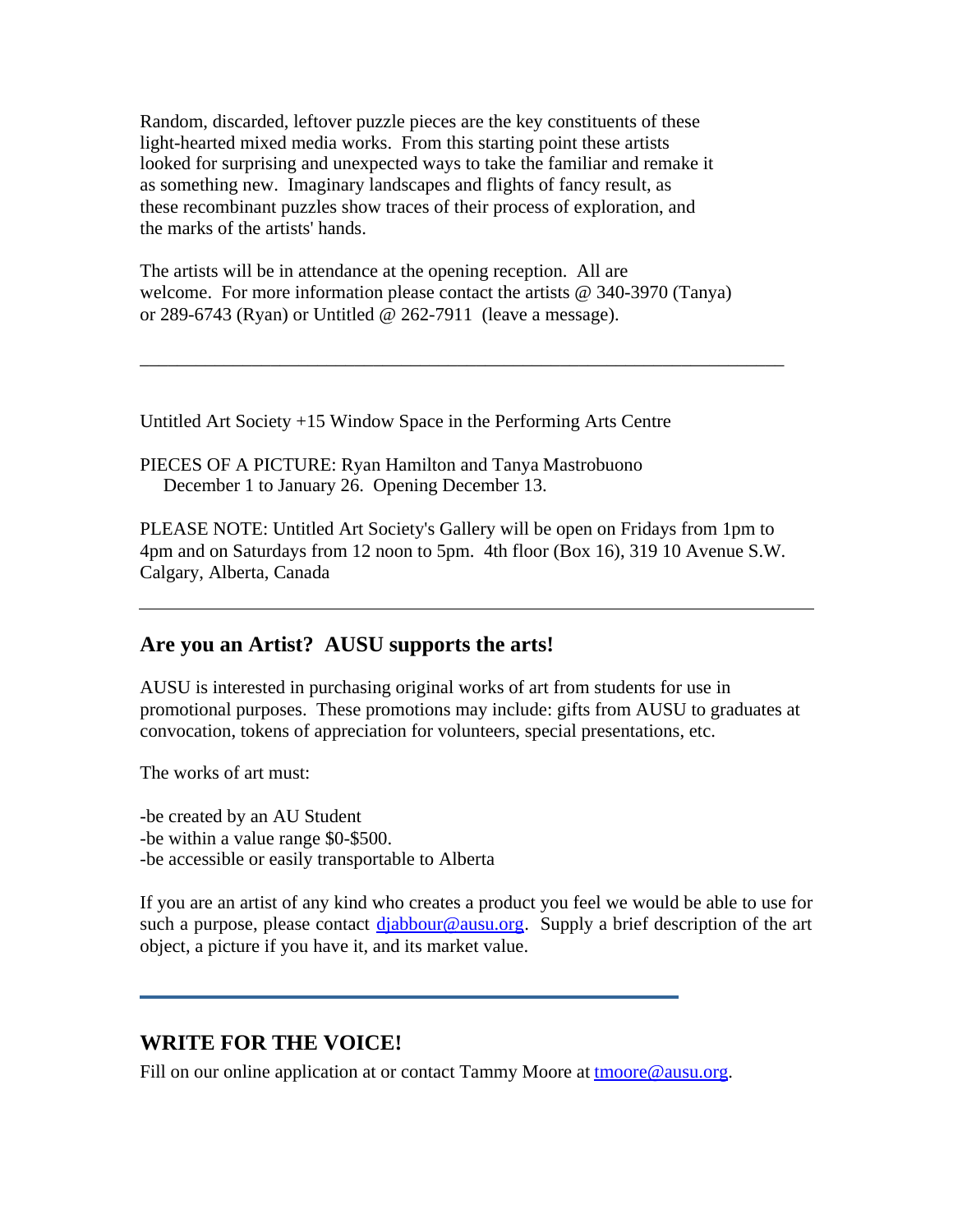Random, discarded, leftover puzzle pieces are the key constituents of these light-hearted mixed media works. From this starting point these artists looked for surprising and unexpected ways to take the familiar and remake it as something new. Imaginary landscapes and flights of fancy result, as these recombinant puzzles show traces of their process of exploration, and the marks of the artists' hands.

The artists will be in attendance at the opening reception. All are welcome. For more information please contact the artists @ 340-3970 (Tanya) or 289-6743 (Ryan) or Untitled @ 262-7911 (leave a message).

---

Untitled Art Society +15 Window Space in the Performing Arts Centre

PIECES OF A PICTURE: Ryan Hamilton and Tanya Mastrobuono
December 1 to January 26. Opening December 13.

PLEASE NOTE: Untitled Art Society's Gallery will be open on Fridays from 1pm to 4pm and on Saturdays from 12 noon to 5pm. 4th floor (Box 16), 319 10 Avenue S.W. Calgary, Alberta, Canada

---

## Are you an Artist? AUSU supports the arts!

AUSU is interested in purchasing original works of art from students for use in promotional purposes. These promotions may include: gifts from AUSU to graduates at convocation, tokens of appreciation for volunteers, special presentations, etc.

The works of art must:

-be created by an AU Student
-be within a value range $0-$500.
-be accessible or easily transportable to Alberta

If you are an artist of any kind who creates a product you feel we would be able to use for such a purpose, please contact djabbour@ausu.org. Supply a brief description of the art object, a picture if you have it, and its market value.

---

## WRITE FOR THE VOICE!

Fill on our online application at or contact Tammy Moore at tmoore@ausu.org.